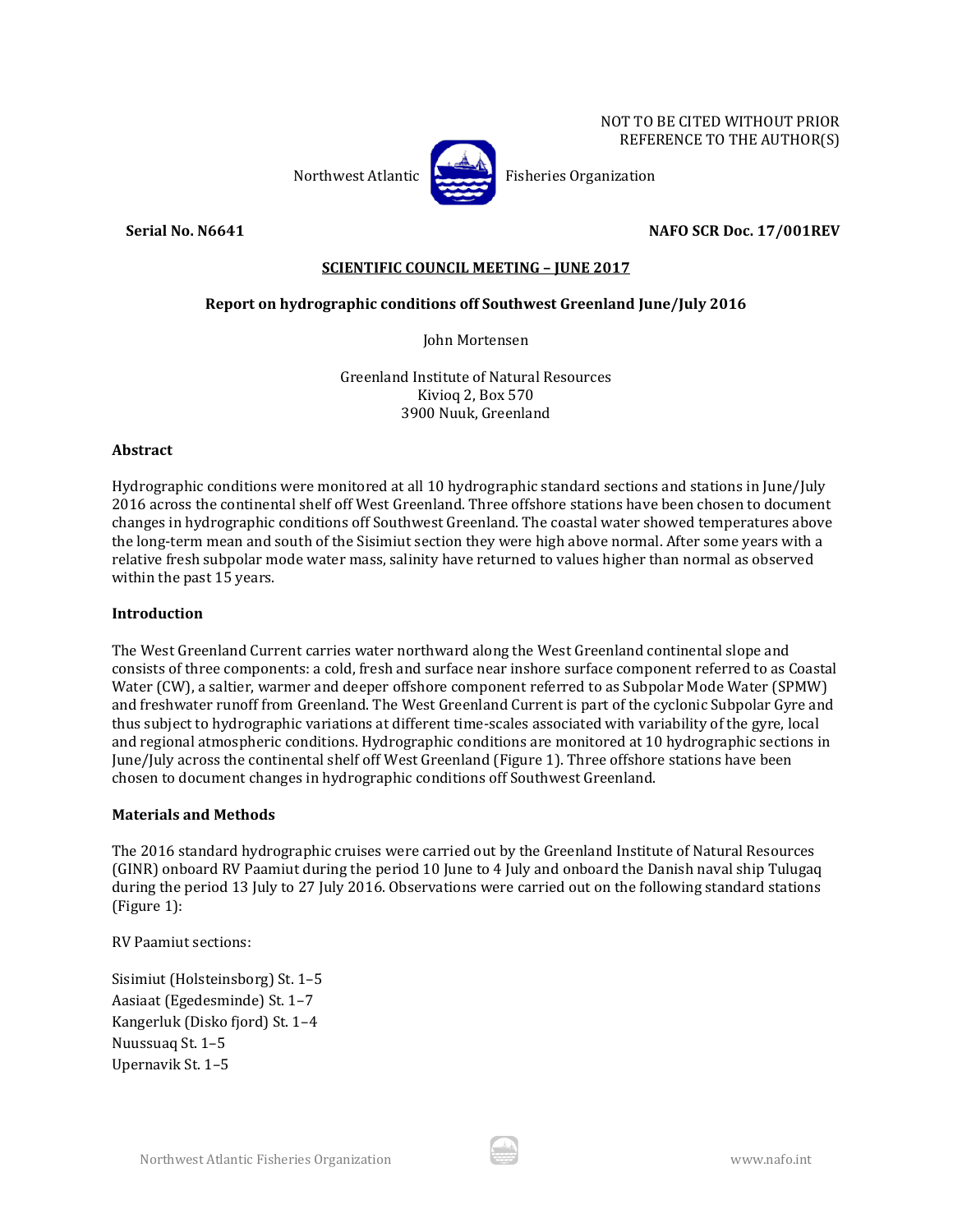NOT TO BE CITED WITHOUT PRIOR
REFERENCE TO THE AUTHOR(S)

Northwest Atlantic Fisheries Organization

**Serial No. N6641** **NAFO SCR Doc. 17/001REV**

**SCIENTIFIC COUNCIL MEETING – JUNE 2017**

# Report on hydrographic conditions off Southwest Greenland June/July 2016

John Mortensen

Greenland Institute of Natural Resources
Kivioq 2, Box 570
3900 Nuuk, Greenland

## Abstract

Hydrographic conditions were monitored at all 10 hydrographic standard sections and stations in June/July 2016 across the continental shelf off West Greenland. Three offshore stations have been chosen to document changes in hydrographic conditions off Southwest Greenland. The coastal water showed temperatures above the long-term mean and south of the Sisimiut section they were high above normal. After some years with a relative fresh subpolar mode water mass, salinity have returned to values higher than normal as observed within the past 15 years.

## Introduction

The West Greenland Current carries water northward along the West Greenland continental slope and consists of three components: a cold, fresh and surface near inshore surface component referred to as Coastal Water (CW), a saltier, warmer and deeper offshore component referred to as Subpolar Mode Water (SPMW) and freshwater runoff from Greenland. The West Greenland Current is part of the cyclonic Subpolar Gyre and thus subject to hydrographic variations at different time-scales associated with variability of the gyre, local and regional atmospheric conditions. Hydrographic conditions are monitored at 10 hydrographic sections in June/July across the continental shelf off West Greenland (Figure 1). Three offshore stations have been chosen to document changes in hydrographic conditions off Southwest Greenland.

## Materials and Methods

The 2016 standard hydrographic cruises were carried out by the Greenland Institute of Natural Resources (GINR) onboard RV Paamiut during the period 10 June to 4 July and onboard the Danish naval ship Tulugaq during the period 13 July to 27 July 2016. Observations were carried out on the following standard stations (Figure 1):

RV Paamiut sections:

Sisimiut (Holsteinsborg) St. 1–5
Aasiaat (Egedesminde) St. 1–7
Kangerluk (Disko fjord) St. 1–4
Nuussuaq St. 1–5
Upernavik St. 1–5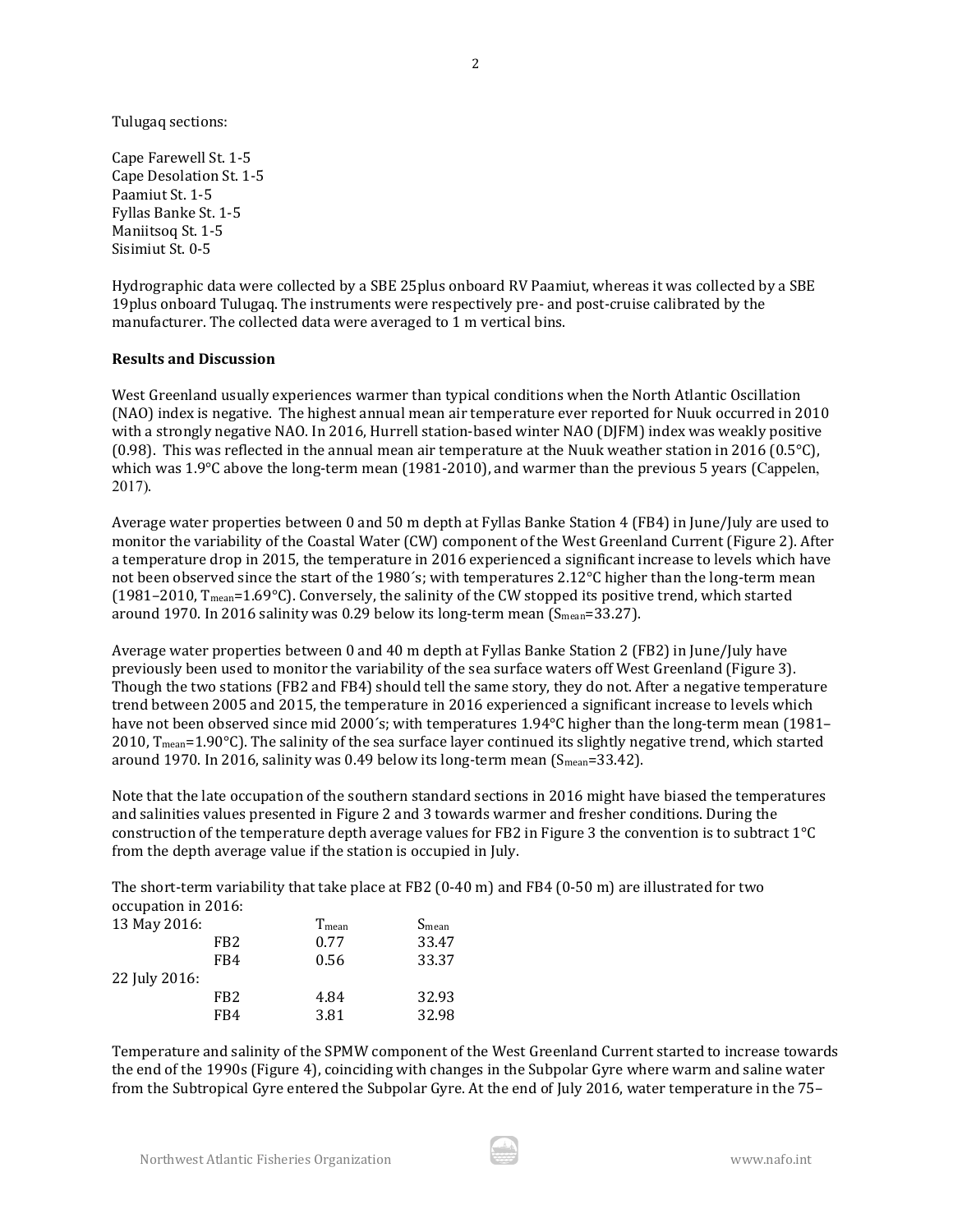Tulugaq sections:

Cape Farewell St. 1-5
Cape Desolation St. 1-5
Paamiut St. 1-5
Fyllas Banke St. 1-5
Maniitsoq St. 1-5
Sisimiut St. 0-5

Hydrographic data were collected by a SBE 25plus onboard RV Paamiut, whereas it was collected by a SBE 19plus onboard Tulugaq. The instruments were respectively pre- and post-cruise calibrated by the manufacturer. The collected data were averaged to 1 m vertical bins.

**Results and Discussion**

West Greenland usually experiences warmer than typical conditions when the North Atlantic Oscillation (NAO) index is negative. The highest annual mean air temperature ever reported for Nuuk occurred in 2010 with a strongly negative NAO. In 2016, Hurrell station-based winter NAO (DJFM) index was weakly positive (0.98). This was reflected in the annual mean air temperature at the Nuuk weather station in 2016 (0.5°C), which was 1.9°C above the long-term mean (1981-2010), and warmer than the previous 5 years (Cappelen, 2017).

Average water properties between 0 and 50 m depth at Fyllas Banke Station 4 (FB4) in June/July are used to monitor the variability of the Coastal Water (CW) component of the West Greenland Current (Figure 2). After a temperature drop in 2015, the temperature in 2016 experienced a significant increase to levels which have not been observed since the start of the 1980´s; with temperatures 2.12°C higher than the long-term mean (1981–2010, $T_{mean}$=1.69°C). Conversely, the salinity of the CW stopped its positive trend, which started around 1970. In 2016 salinity was 0.29 below its long-term mean ($S_{mean}$=33.27).

Average water properties between 0 and 40 m depth at Fyllas Banke Station 2 (FB2) in June/July have previously been used to monitor the variability of the sea surface waters off West Greenland (Figure 3). Though the two stations (FB2 and FB4) should tell the same story, they do not. After a negative temperature trend between 2005 and 2015, the temperature in 2016 experienced a significant increase to levels which have not been observed since mid 2000´s; with temperatures 1.94°C higher than the long-term mean (1981–2010, $T_{mean}$=1.90°C). The salinity of the sea surface layer continued its slightly negative trend, which started around 1970. In 2016, salinity was 0.49 below its long-term mean ($S_{mean}$=33.42).

Note that the late occupation of the southern standard sections in 2016 might have biased the temperatures and salinities values presented in Figure 2 and 3 towards warmer and fresher conditions. During the construction of the temperature depth average values for FB2 in Figure 3 the convention is to subtract 1°C from the depth average value if the station is occupied in July.

The short-term variability that take place at FB2 (0-40 m) and FB4 (0-50 m) are illustrated for two occupation in 2016:

| | | $T_{mean}$ | $S_{mean}$ |
|---|---|---|---|
| 13 May 2016: | | | |
| | FB2 | 0.77 | 33.47 |
| | FB4 | 0.56 | 33.37 |
| 22 July 2016: | | | |
| | FB2 | 4.84 | 32.93 |
| | FB4 | 3.81 | 32.98 |

Temperature and salinity of the SPMW component of the West Greenland Current started to increase towards the end of the 1990s (Figure 4), coinciding with changes in the Subpolar Gyre where warm and saline water from the Subtropical Gyre entered the Subpolar Gyre. At the end of July 2016, water temperature in the 75–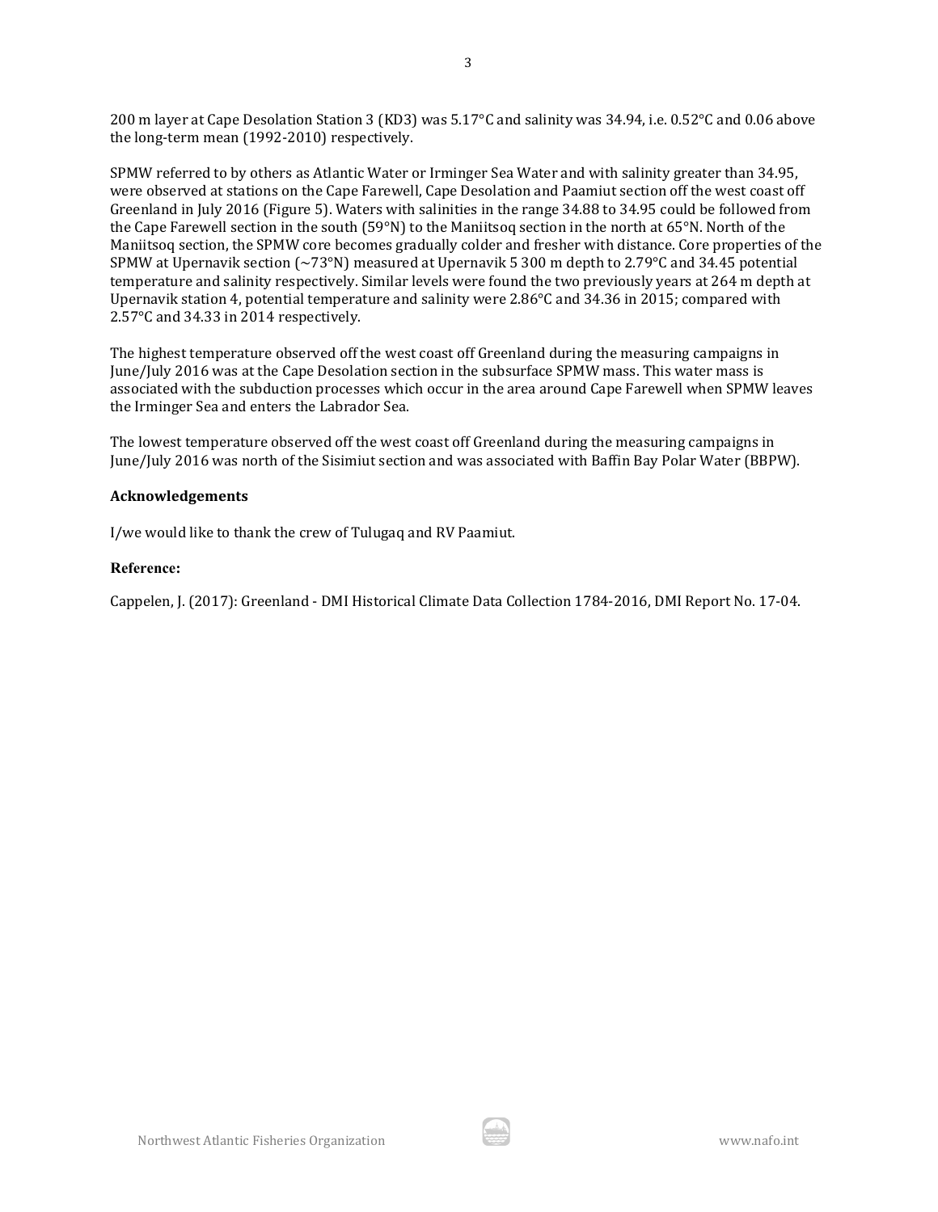200 m layer at Cape Desolation Station 3 (KD3) was 5.17°C and salinity was 34.94, i.e. 0.52°C and 0.06 above the long-term mean (1992-2010) respectively.

SPMW referred to by others as Atlantic Water or Irminger Sea Water and with salinity greater than 34.95, were observed at stations on the Cape Farewell, Cape Desolation and Paamiut section off the west coast off Greenland in July 2016 (Figure 5). Waters with salinities in the range 34.88 to 34.95 could be followed from the Cape Farewell section in the south (59°N) to the Maniitsoq section in the north at 65°N. North of the Maniitsoq section, the SPMW core becomes gradually colder and fresher with distance. Core properties of the SPMW at Upernavik section (~73°N) measured at Upernavik 5 300 m depth to 2.79°C and 34.45 potential temperature and salinity respectively. Similar levels were found the two previously years at 264 m depth at Upernavik station 4, potential temperature and salinity were 2.86°C and 34.36 in 2015; compared with 2.57°C and 34.33 in 2014 respectively.

The highest temperature observed off the west coast off Greenland during the measuring campaigns in June/July 2016 was at the Cape Desolation section in the subsurface SPMW mass. This water mass is associated with the subduction processes which occur in the area around Cape Farewell when SPMW leaves the Irminger Sea and enters the Labrador Sea.

The lowest temperature observed off the west coast off Greenland during the measuring campaigns in June/July 2016 was north of the Sisimiut section and was associated with Baffin Bay Polar Water (BBPW).

**Acknowledgements**

I/we would like to thank the crew of Tulugaq and RV Paamiut.

**Reference:**

Cappelen, J. (2017): Greenland - DMI Historical Climate Data Collection 1784-2016, DMI Report No. 17-04.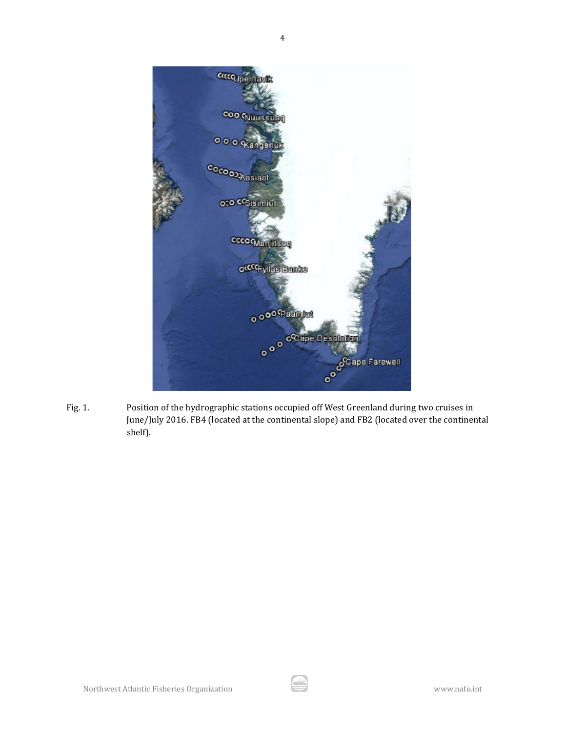Fig. 1. Position of the hydrographic stations occupied off West Greenland during two cruises in June/July 2016. FB4 (located at the continental slope) and FB2 (located over the continental shelf).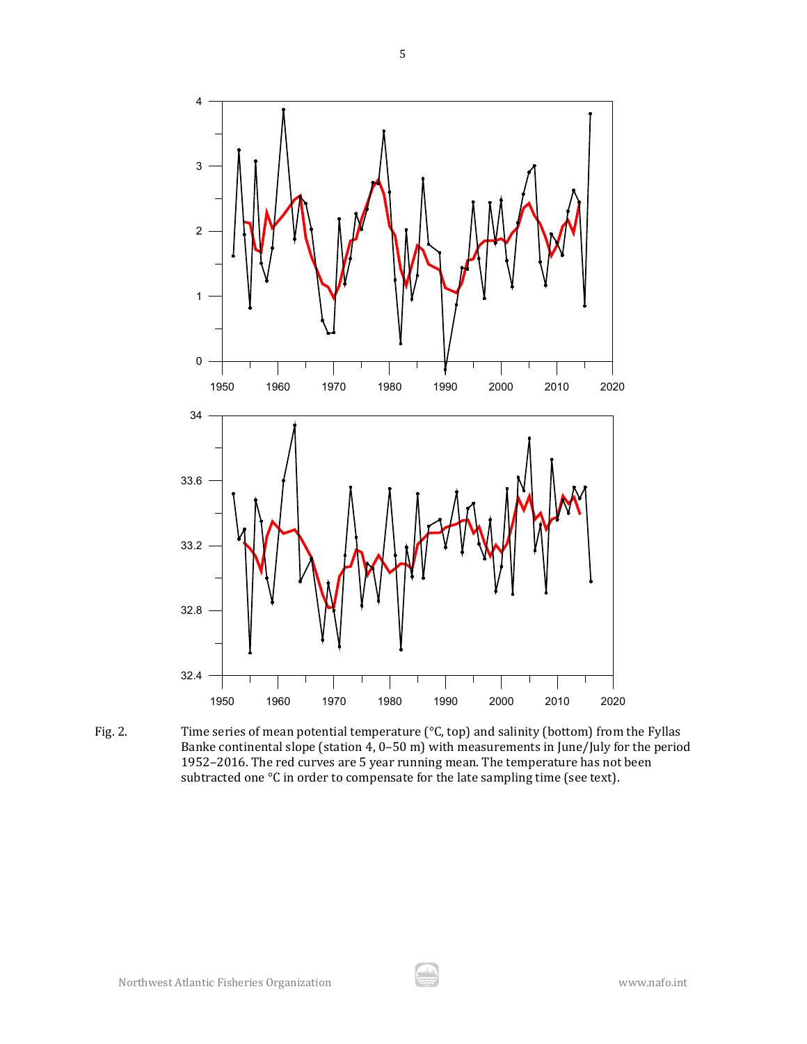Fig. 2. Time series of mean potential temperature (°C, top) and salinity (bottom) from the Fyllas Banke continental slope (station 4, 0–50 m) with measurements in June/July for the period 1952–2016. The red curves are 5 year running mean. The temperature has not been subtracted one °C in order to compensate for the late sampling time (see text).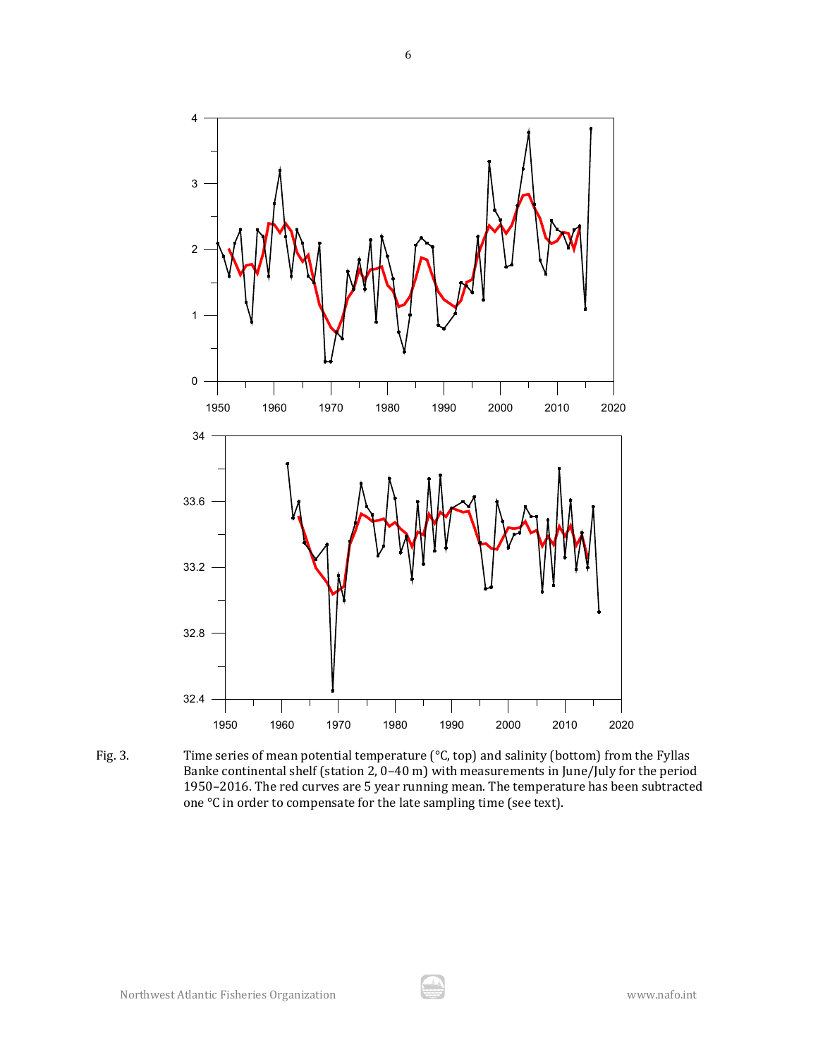Fig. 3. Time series of mean potential temperature (°C, top) and salinity (bottom) from the Fyllas Banke continental shelf (station 2, 0–40 m) with measurements in June/July for the period 1950–2016. The red curves are 5 year running mean. The temperature has been subtracted one °C in order to compensate for the late sampling time (see text).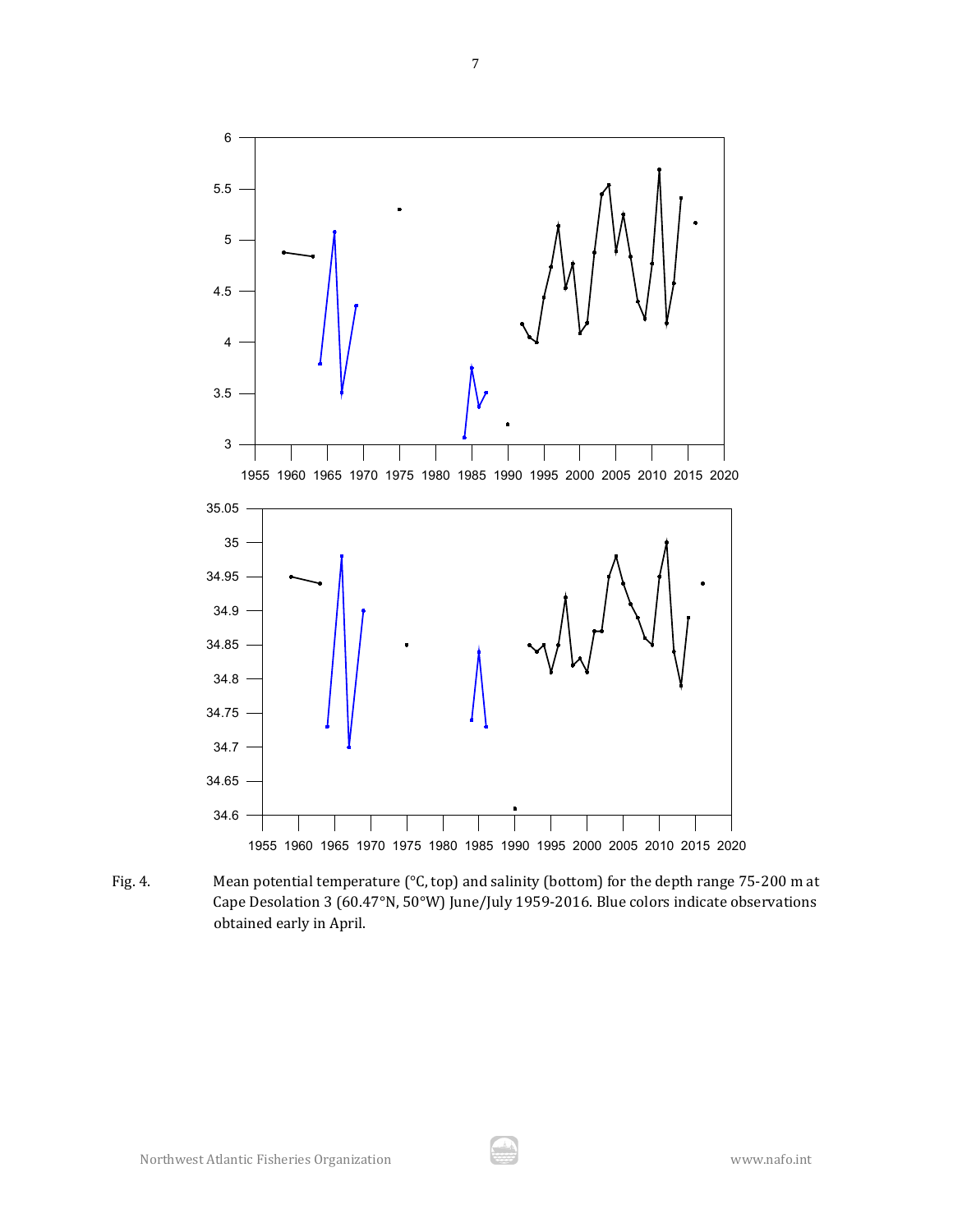Fig. 4. Mean potential temperature (°C, top) and salinity (bottom) for the depth range 75-200 m at Cape Desolation 3 (60.47°N, 50°W) June/July 1959-2016. Blue colors indicate observations obtained early in April.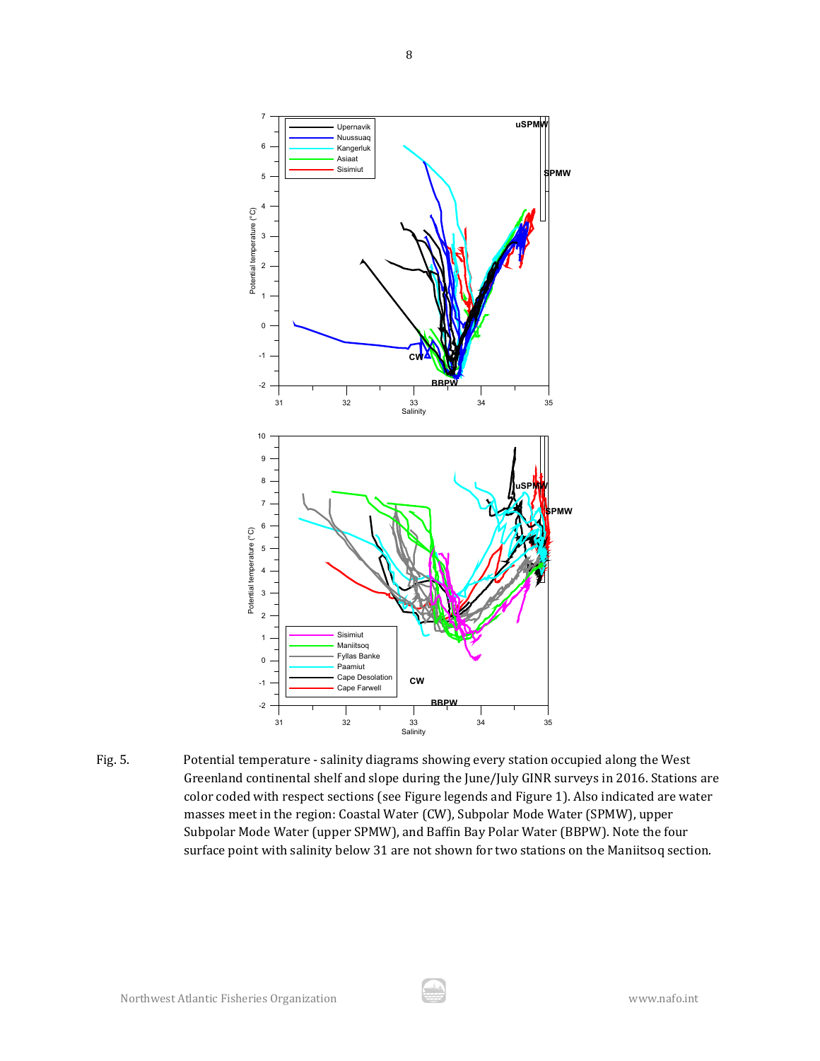7
6
5
4
3
2
1
0
-1
-2

Potential temperature (°C)

31
32
33
34
35

Salinity

Upernavik
Nuussuaq
Kangerluk
Asiaat
Sisimiut

uSPMW
SPMW
CW
BBPW

10
9
8
7
6
5
4
3
2
1
0
-1
-2

Potential temperature (°C)

31
32
33
34
35

Salinity

Sisimiut
Maniitsoq
Fyllas Banke
Paamiut
Cape Desolation
Cape Farwell

uSPMW
SPMW
CW
BBPW

Fig. 5. Potential temperature - salinity diagrams showing every station occupied along the West Greenland continental shelf and slope during the June/July GINR surveys in 2016. Stations are color coded with respect sections (see Figure legends and Figure 1). Also indicated are water masses meet in the region: Coastal Water (CW), Subpolar Mode Water (SPMW), upper Subpolar Mode Water (upper SPMW), and Baffin Bay Polar Water (BBPW). Note the four surface point with salinity below 31 are not shown for two stations on the Maniitsoq section.